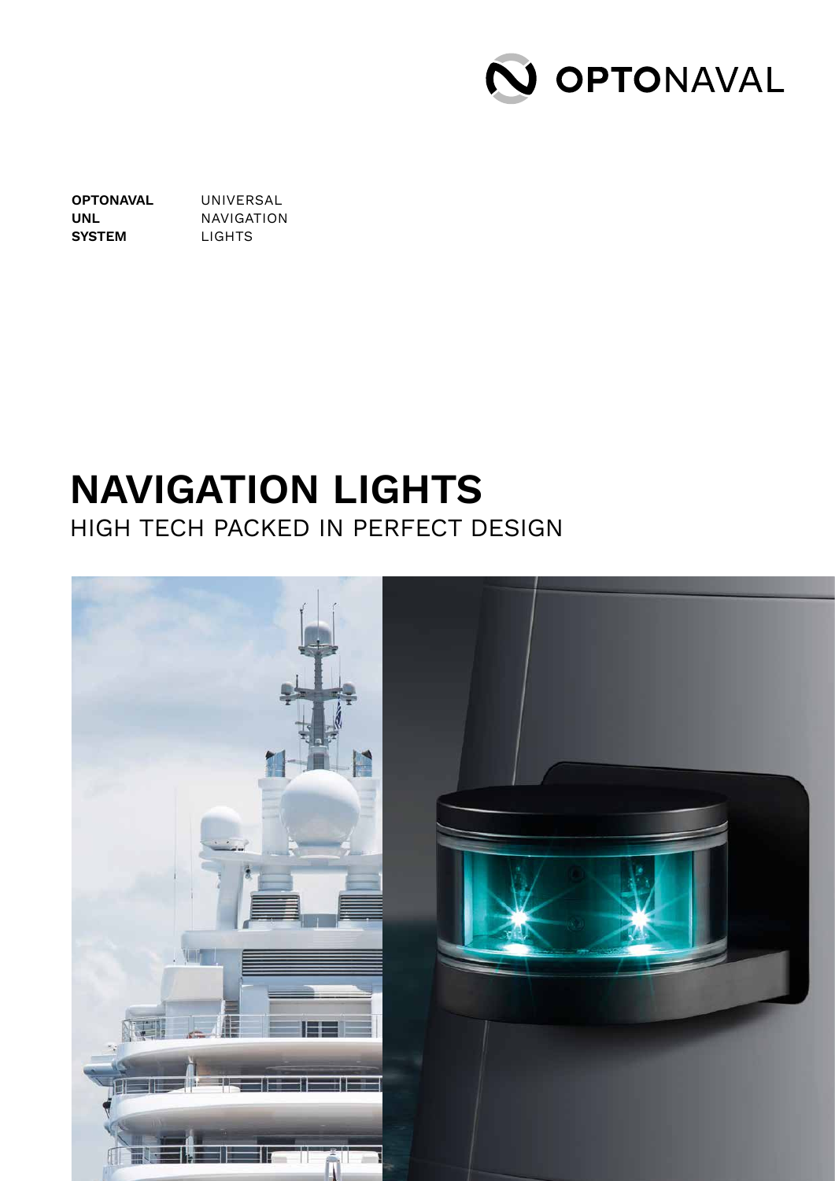OPTONAVAL

**OPTONAVAL** UNIVERSAL
**UNL** NAVIGATION
**SYSTEM** LIGHTS

# NAVIGATION LIGHTS

## HIGH TECH PACKED IN PERFECT DESIGN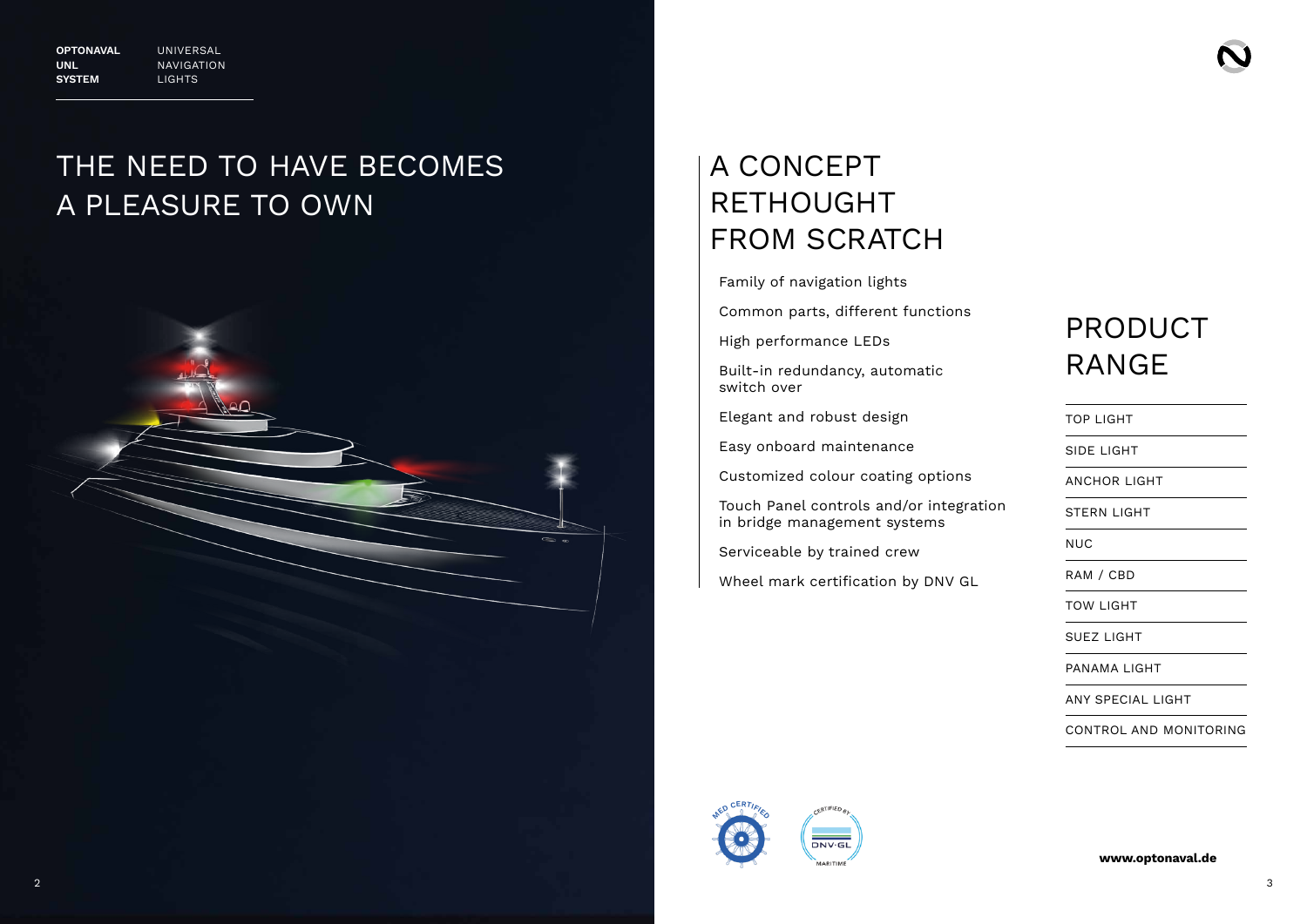**OPTONAVAL UNL SYSTEM** UNIVERSAL NAVIGATION LIGHTS

# THE NEED TO HAVE BECOMES A PLEASURE TO OWN

# A CONCEPT RETHOUGHT FROM SCRATCH

- Family of navigation lights
- Common parts, different functions
- High performance LEDs
- Built-in redundancy, automatic switch over
- Elegant and robust design
- Easy onboard maintenance
- Customized colour coating options
- Touch Panel controls and/or integration in bridge management systems
- Serviceable by trained crew
- Wheel mark certification by DNV GL

# PRODUCT RANGE

- TOP LIGHT
- SIDE LIGHT
- ANCHOR LIGHT
- STERN LIGHT
- NUC
- RAM / CBD
- TOW LIGHT
- SUEZ LIGHT
- PANAMA LIGHT
- ANY SPECIAL LIGHT
- CONTROL AND MONITORING

MED CERTIFIED

CERTIFIED BY DNV·GL MARITIME

**www.optonaval.de**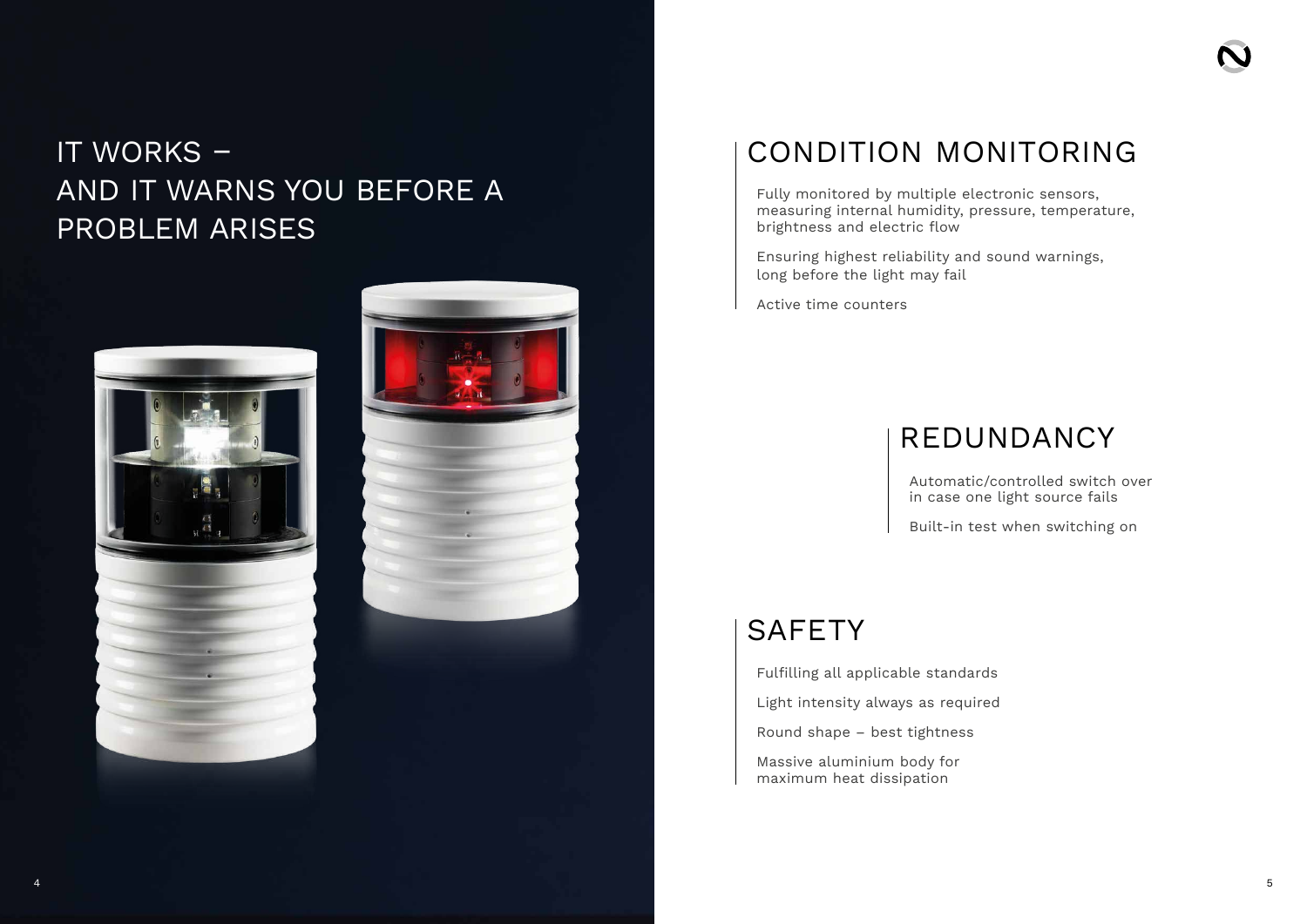# IT WORKS – AND IT WARNS YOU BEFORE A PROBLEM ARISES

## CONDITION MONITORING

Fully monitored by multiple electronic sensors, measuring internal humidity, pressure, temperature, brightness and electric flow

Ensuring highest reliability and sound warnings, long before the light may fail

Active time counters

## REDUNDANCY

Automatic/controlled switch over in case one light source fails

Built-in test when switching on

## SAFETY

Fulfilling all applicable standards

Light intensity always as required

Round shape – best tightness

Massive aluminium body for maximum heat dissipation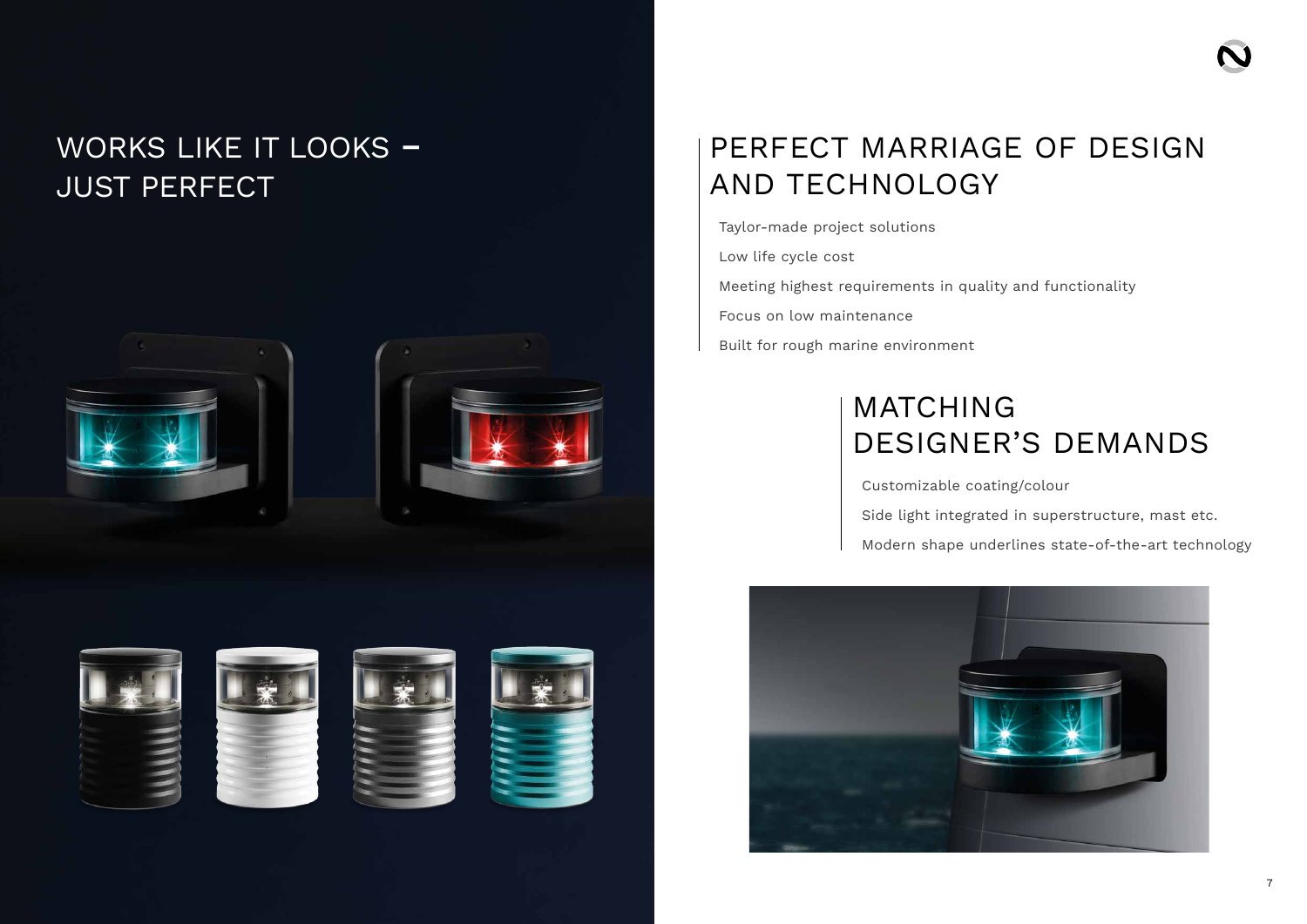# WORKS LIKE IT LOOKS – JUST PERFECT

## PERFECT MARRIAGE OF DESIGN AND TECHNOLOGY

Taylor-made project solutions

Low life cycle cost

Meeting highest requirements in quality and functionality

Focus on low maintenance

Built for rough marine environment

## MATCHING DESIGNER'S DEMANDS

Customizable coating/colour

Side light integrated in superstructure, mast etc.

Modern shape underlines state-of-the-art technology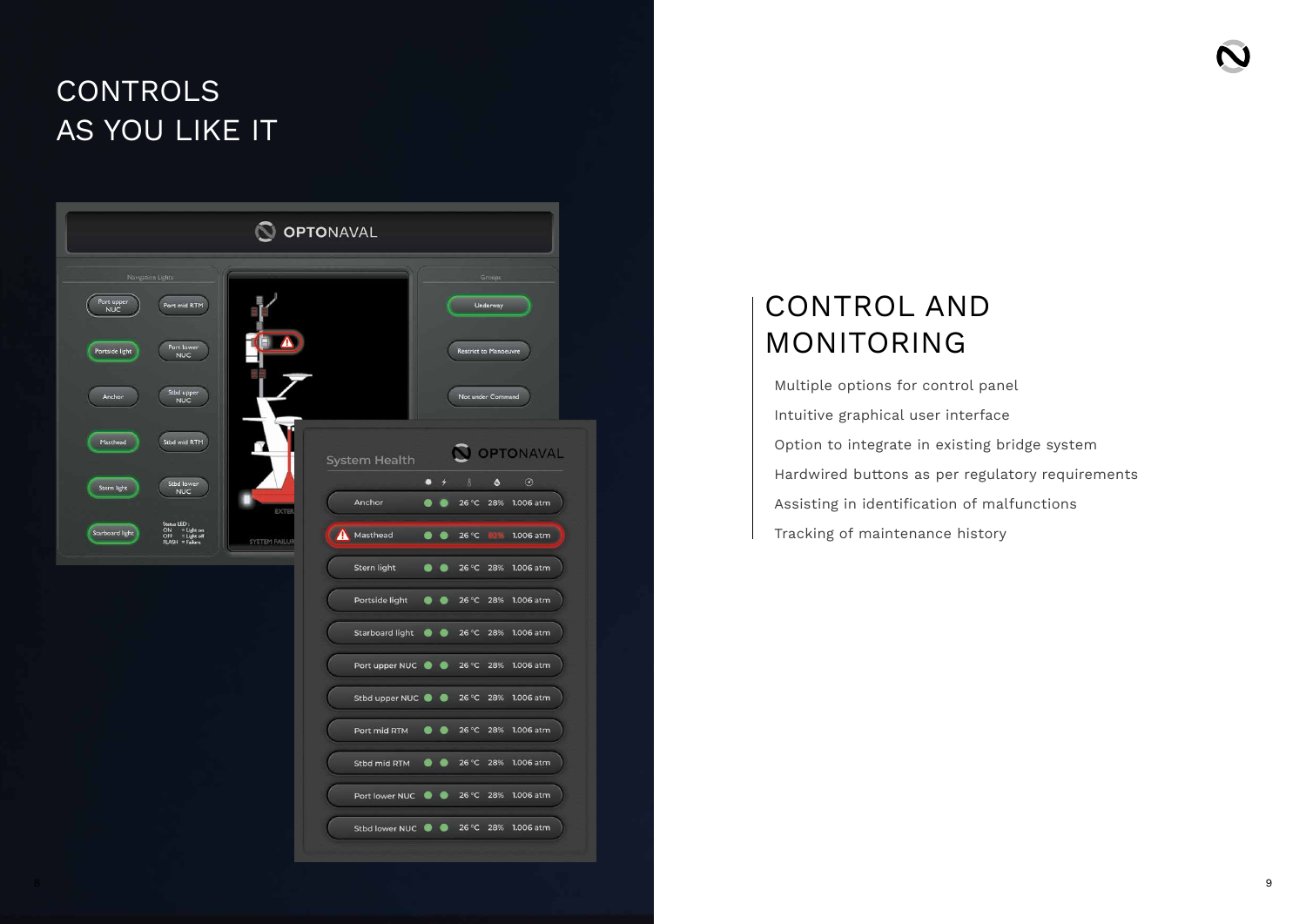# CONTROLS AS YOU LIKE IT

## CONTROL AND MONITORING

- Multiple options for control panel
- Intuitive graphical user interface
- Option to integrate in existing bridge system
- Hardwired buttons as per regulatory requirements
- Assisting in identification of malfunctions
- Tracking of maintenance history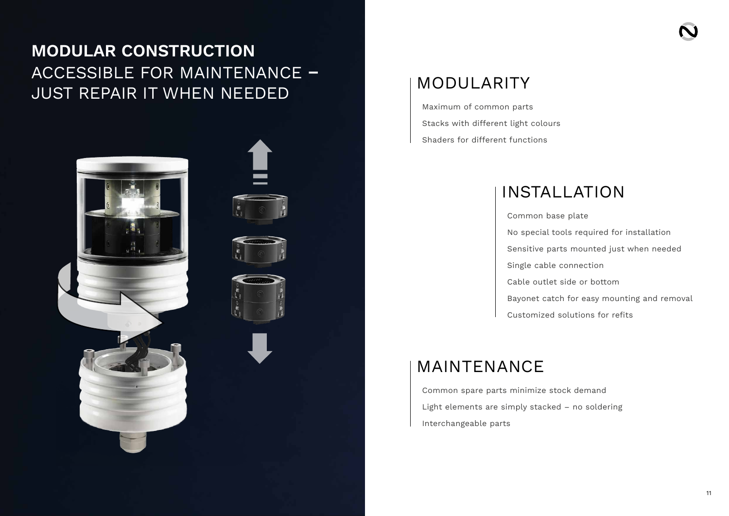# MODULAR CONSTRUCTION

ACCESSIBLE FOR MAINTENANCE – JUST REPAIR IT WHEN NEEDED

## MODULARITY

- Maximum of common parts
- Stacks with different light colours
- Shaders for different functions

## INSTALLATION

- Common base plate
- No special tools required for installation
- Sensitive parts mounted just when needed
- Single cable connection
- Cable outlet side or bottom
- Bayonet catch for easy mounting and removal
- Customized solutions for refits

## MAINTENANCE

- Common spare parts minimize stock demand
- Light elements are simply stacked – no soldering
- Interchangeable parts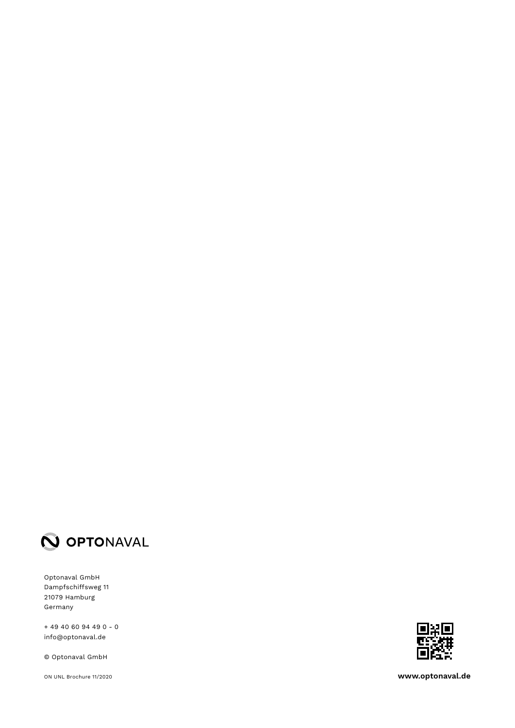**OPTO**NAVAL

Optonaval GmbH
Dampfschiffsweg 11
21079 Hamburg
Germany

+ 49 40 60 94 49 0 - 0
info@optonaval.de

© Optonaval GmbH

ON UNL Brochure 11/2020

**www.optonaval.de**